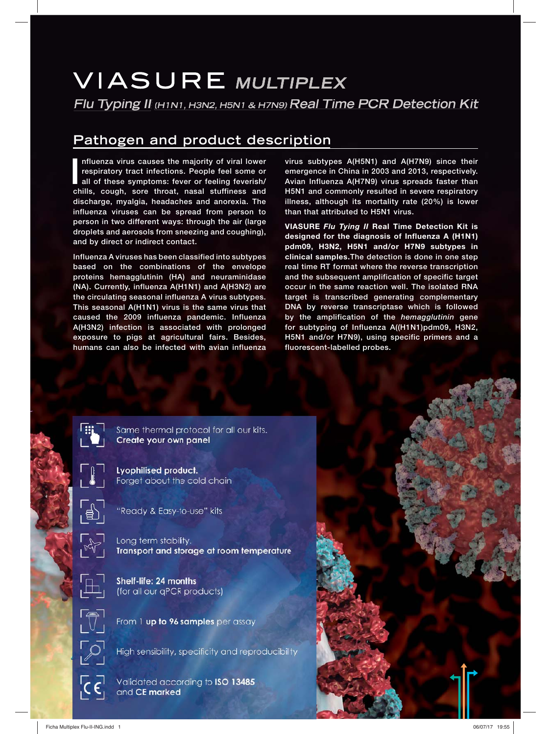# VIASURE *MULTIPLEX*

## *Flu Typing II (H1N1, H3N2, H5N1 & H7N9) Real Time PCR Detection Kit*

## Pathogen and product description

Influenza virus causes the majority of viral lower respiratory tract infections. People feel some or all of these symptoms: fever or feeling feverish/ chills, cough, sore throat, nasal stuffiness and discharge, myalgia, headaches and anorexia. The influenza viruses can be spread from person to person in two different ways: through the air (large droplets and aerosols from sneezing and coughing), and by direct or indirect contact.

Influenza A viruses has been classified into subtypes based on the combinations of the envelope proteins hemagglutinin (HA) and neuraminidase (NA). Currently, influenza A(H1N1) and A(H3N2) are the circulating seasonal influenza A virus subtypes. This seasonal A(H1N1) virus is the same virus that caused the 2009 influenza pandemic. Influenza A(H3N2) infection is associated with prolonged exposure to pigs at agricultural fairs. Besides, humans can also be infected with avian influenza virus subtypes A(H5N1) and A(H7N9) since their emergence in China in 2003 and 2013, respectively. Avian Influenza A(H7N9) virus spreads faster than H5N1 and commonly resulted in severe respiratory illness, although its mortality rate (20%) is lower than that attributed to H5N1 virus.

**VIASURE *Flu Typing II* Real Time Detection Kit is designed for the diagnosis of Influenza A (H1N1) pdm09, H3N2, H5N1 and/or H7N9 subtypes in clinical samples.** The detection is done in one step real time RT format where the reverse transcription and the subsequent amplification of specific target occur in the same reaction well. The isolated RNA target is transcribed generating complementary DNA by reverse transcriptase which is followed by the amplification of the *hemagglutinin* gene for subtyping of Influenza A((H1N1)pdm09, H3N2, H5N1 and/or H7N9), using specific primers and a fluorescent-labelled probes.

- Same thermal protocol for all our kits. **Create your own panel**
- **Lyophilised product.** Forget about the cold chain
- "Ready & Easy-to-use" kits
- Long term stability. **Transport and storage at room temperature**
- **Shelf-life: 24 months** (for all our qPCR products)
- From 1 **up to 96 samples** per assay
- High sensibility, specificity and reproducibility
- Validated according to **ISO 13485** and **CE marked**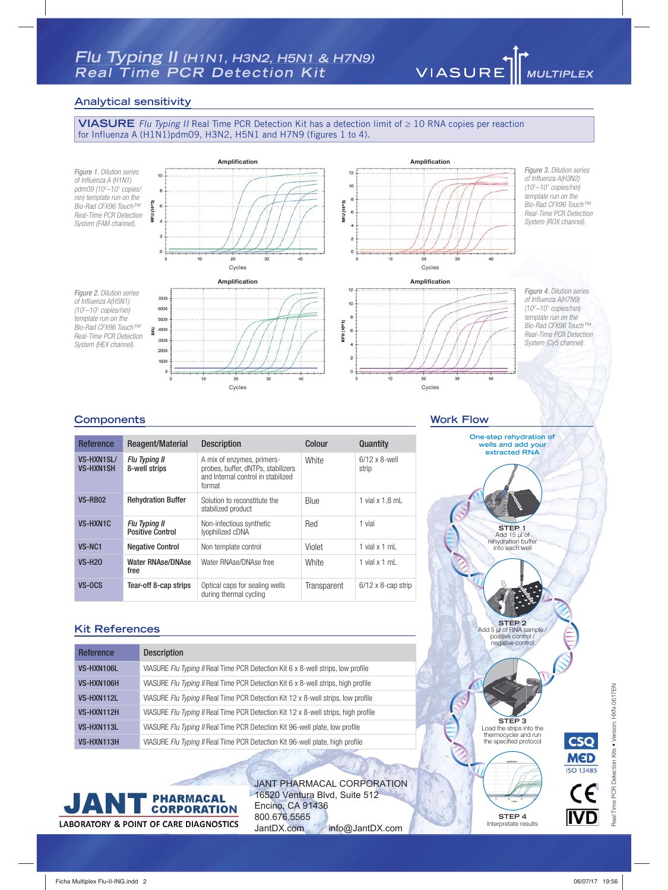# *Flu Typing II* (H1N1, H3N2, H5N1 & H7N9) Real Time PCR Detection Kit

VIASURE MULTIPLEX

## Analytical sensitivity

**VIASURE** *Flu Typing II* Real Time PCR Detection Kit has a detection limit of ≥ 10 RNA copies per reaction for Influenza A (H1N1)pdm09, H3N2, H5N1 and H7N9 (figures 1 to 4).

Amplification
RFU ($10^3$)
10
8
6
4
2
0
0 10 20 30 40
Cycles

*Figure 1. Dilution series of Influenza A (H1N1) pdm09 ($10^7$–$10^1$ copies/rxn) template run on the Bio-Rad CFX96 Touch™ Real-Time PCR Detection System (FAM channel).*

Amplification
RFU ($10^3$)
12
10
8
6
4
2
0
0 10 20 30 40
Cycles

*Figure 3. Dilution series of Influenza A(H3N2) ($10^7$–$10^1$ copies/rxn) template run on the Bio-Rad CFX96 Touch™ Real-Time PCR Detection System (ROX channel).*

Amplification
RFU
7000
6000
5000
4000
3000
2000
1000
0
0 10 20 30 40
Cycles

*Figure 2. Dilution series of Influenza A(H5N1) ($10^7$–$10^1$ copies/rxn) template run on the Bio-Rad CFX96 Touch™ Real-Time PCR Detection System (HEX channel).*

Amplification
RFU ($10^3$)
12
10
8
6
4
2
0
0 10 20 30 40
Cycles

*Figure 4. Dilution series of Influenza A(H7N9) ($10^7$–$10^1$ copies/rxn) template run on the Bio-Rad CFX96 Touch™ Real-Time PCR Detection System (Cy5 channel).*

## Components

| Reference | Reagent/Material | Description | Colour | Quantity |
|---|---|---|---|---|
| VS-HXN1SL/ VS-HXN1SH | *Flu Typing II* 8-well strips | A mix of enzymes, primers-probes, buffer, dNTPs, stabilizers and Internal control in stabilized format | White | 6/12 x 8-well strip |
| VS-RB02 | Rehydration Buffer | Solution to reconstitute the stabilized product | Blue | 1 vial x 1,8 mL |
| VS-HXN1C | *Flu Typing II* Positive Control | Non-infectious synthetic lyophilized cDNA | Red | 1 vial |
| VS-NC1 | Negative Control | Non template control | Violet | 1 vial x 1 mL |
| VS-H2O | Water RNAse/DNAse free | Water RNAse/DNAse free | White | 1 vial x 1 mL |
| VS-OCS | Tear-off 8-cap strips | Optical caps for sealing wells during thermal cycling | Transparent | 6/12 x 8-cap strip |

## Kit References

| Reference | Description |
|---|---|
| VS-HXN106L | VIASURE *Flu Typing II* Real Time PCR Detection Kit 6 x 8-well strips, low profile |
| VS-HXN106H | VIASURE *Flu Typing II* Real Time PCR Detection Kit 6 x 8-well strips, high profile |
| VS-HXN112L | VIASURE *Flu Typing II* Real Time PCR Detection Kit 12 x 8-well strips, low profile |
| VS-HXN112H | VIASURE *Flu Typing II* Real Time PCR Detection Kit 12 x 8-well strips, high profile |
| VS-HXN113L | VIASURE *Flu Typing II* Real Time PCR Detection Kit 96-well plate, low profile |
| VS-HXN113H | VIASURE *Flu Typing II* Real Time PCR Detection Kit 96-well plate, high profile |

## Work Flow

One-step rehydration of wells and add your extracted RNA

**STEP 1**
Add 15 µl of rehydration buffer into each well

**STEP 2**
Add 5 µl of RNA sample / positive control / negative control

**STEP 3**
Load the strips into the thermocycler and run the specified protocol

**STEP 4**
Interpretate results

CSQ MED ISO 13485

CE IVD

Real Time PCR Detection Kits • Version: HXN-0617EN

JANT PHARMACAL CORPORATION
LABORATORY & POINT OF CARE DIAGNOSTICS

JANT PHARMACAL CORPORATION
16520 Ventura Blvd, Suite 512
Encino, CA 91436
800.676.5565
JantDX.com info@JantDX.com